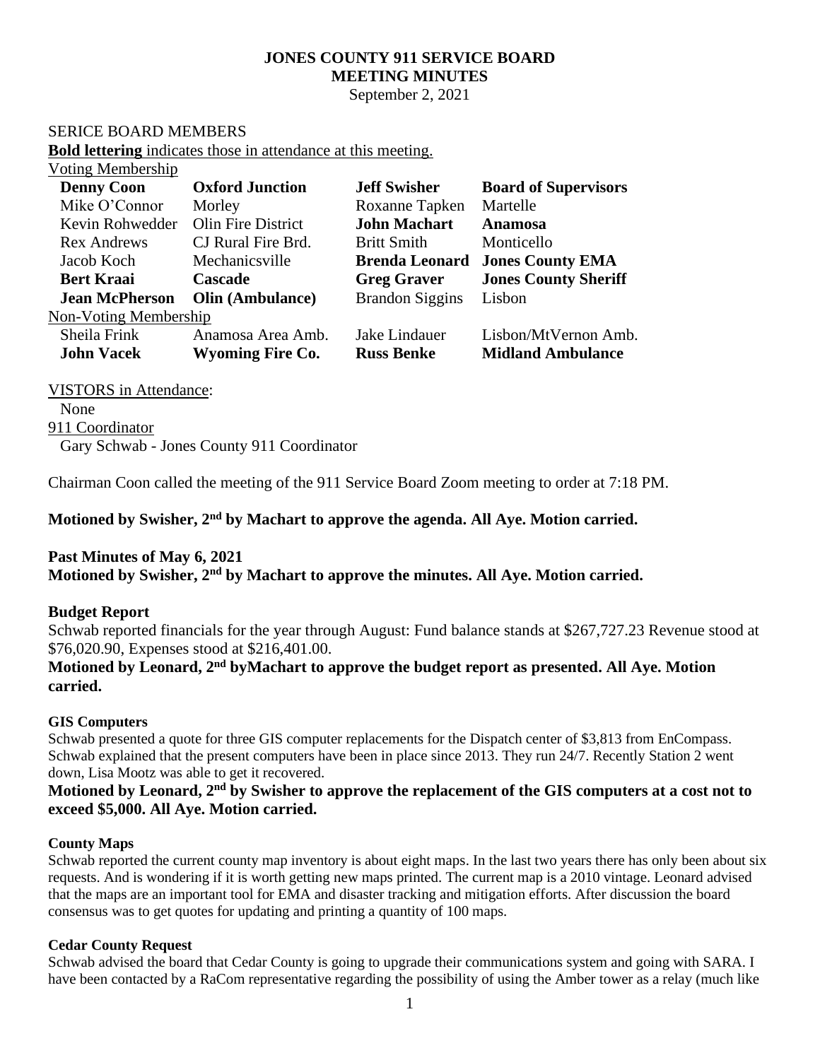# JONES COUNTY 911 SERVICE BOARD
# MEETING MINUTES

September 2, 2021

SERICE BOARD MEMBERS

**Bold lettering** indicates those in attendance at this meeting.

Voting Membership

| | | | |
|---|---|---|---|
| **Denny Coon** | **Oxford Junction** | **Jeff Swisher** | **Board of Supervisors** |
| Mike O'Connor | Morley | Roxanne Tapken | Martelle |
| Kevin Rohwedder | Olin Fire District | **John Machart** | **Anamosa** |
| Rex Andrews | CJ Rural Fire Brd. | Britt Smith | Monticello |
| Jacob Koch | Mechanicsville | **Brenda Leonard** | **Jones County EMA** |
| **Bert Kraai** | **Cascade** | **Greg Graver** | **Jones County Sheriff** |
| **Jean McPherson** | **Olin (Ambulance)** | Brandon Siggins | Lisbon |

Non-Voting Membership

| | | | |
|---|---|---|---|
| Sheila Frink | Anamosa Area Amb. | Jake Lindauer | Lisbon/MtVernon Amb. |
| **John Vacek** | **Wyoming Fire Co.** | **Russ Benke** | **Midland Ambulance** |

VISTORS in Attendance:

None

911 Coordinator

Gary Schwab - Jones County 911 Coordinator

Chairman Coon called the meeting of the 911 Service Board Zoom meeting to order at 7:18 PM.

**Motioned by Swisher, 2nd by Machart to approve the agenda. All Aye. Motion carried.**

**Past Minutes of May 6, 2021**

**Motioned by Swisher, 2nd by Machart to approve the minutes. All Aye. Motion carried.**

**Budget Report**

Schwab reported financials for the year through August: Fund balance stands at $267,727.23 Revenue stood at $76,020.90, Expenses stood at $216,401.00.

**Motioned by Leonard, 2nd byMachart to approve the budget report as presented. All Aye. Motion carried.**

**GIS Computers**

Schwab presented a quote for three GIS computer replacements for the Dispatch center of $3,813 from EnCompass. Schwab explained that the present computers have been in place since 2013. They run 24/7. Recently Station 2 went down, Lisa Mootz was able to get it recovered.

**Motioned by Leonard, 2nd by Swisher to approve the replacement of the GIS computers at a cost not to exceed $5,000. All Aye. Motion carried.**

**County Maps**

Schwab reported the current county map inventory is about eight maps. In the last two years there has only been about six requests. And is wondering if it is worth getting new maps printed. The current map is a 2010 vintage. Leonard advised that the maps are an important tool for EMA and disaster tracking and mitigation efforts. After discussion the board consensus was to get quotes for updating and printing a quantity of 100 maps.

**Cedar County Request**

Schwab advised the board that Cedar County is going to upgrade their communications system and going with SARA. I have been contacted by a RaCom representative regarding the possibility of using the Amber tower as a relay (much like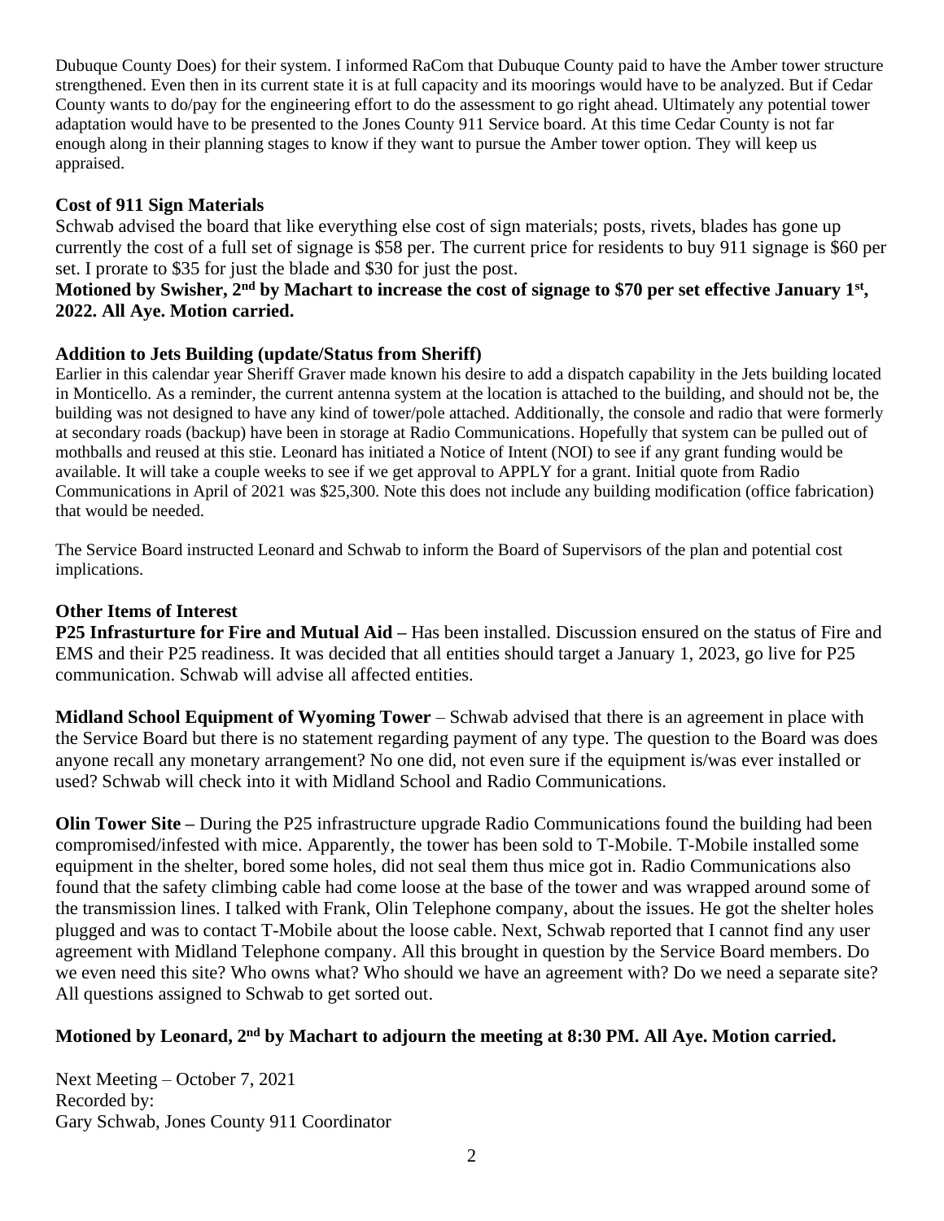Dubuque County Does) for their system. I informed RaCom that Dubuque County paid to have the Amber tower structure strengthened. Even then in its current state it is at full capacity and its moorings would have to be analyzed. But if Cedar County wants to do/pay for the engineering effort to do the assessment to go right ahead. Ultimately any potential tower adaptation would have to be presented to the Jones County 911 Service board. At this time Cedar County is not far enough along in their planning stages to know if they want to pursue the Amber tower option. They will keep us appraised.

**Cost of 911 Sign Materials**

Schwab advised the board that like everything else cost of sign materials; posts, rivets, blades has gone up currently the cost of a full set of signage is \$58 per. The current price for residents to buy 911 signage is \$60 per set. I prorate to \$35 for just the blade and \$30 for just the post.

**Motioned by Swisher, 2nd by Machart to increase the cost of signage to \$70 per set effective January 1st, 2022. All Aye. Motion carried.**

**Addition to Jets Building (update/Status from Sheriff)**

Earlier in this calendar year Sheriff Graver made known his desire to add a dispatch capability in the Jets building located in Monticello. As a reminder, the current antenna system at the location is attached to the building, and should not be, the building was not designed to have any kind of tower/pole attached. Additionally, the console and radio that were formerly at secondary roads (backup) have been in storage at Radio Communications. Hopefully that system can be pulled out of mothballs and reused at this stie. Leonard has initiated a Notice of Intent (NOI) to see if any grant funding would be available. It will take a couple weeks to see if we get approval to APPLY for a grant. Initial quote from Radio Communications in April of 2021 was \$25,300. Note this does not include any building modification (office fabrication) that would be needed.

The Service Board instructed Leonard and Schwab to inform the Board of Supervisors of the plan and potential cost implications.

**Other Items of Interest**

**P25 Infrasturture for Fire and Mutual Aid –** Has been installed. Discussion ensured on the status of Fire and EMS and their P25 readiness. It was decided that all entities should target a January 1, 2023, go live for P25 communication. Schwab will advise all affected entities.

**Midland School Equipment of Wyoming Tower** – Schwab advised that there is an agreement in place with the Service Board but there is no statement regarding payment of any type. The question to the Board was does anyone recall any monetary arrangement? No one did, not even sure if the equipment is/was ever installed or used? Schwab will check into it with Midland School and Radio Communications.

**Olin Tower Site –** During the P25 infrastructure upgrade Radio Communications found the building had been compromised/infested with mice. Apparently, the tower has been sold to T-Mobile. T-Mobile installed some equipment in the shelter, bored some holes, did not seal them thus mice got in. Radio Communications also found that the safety climbing cable had come loose at the base of the tower and was wrapped around some of the transmission lines. I talked with Frank, Olin Telephone company, about the issues. He got the shelter holes plugged and was to contact T-Mobile about the loose cable. Next, Schwab reported that I cannot find any user agreement with Midland Telephone company. All this brought in question by the Service Board members. Do we even need this site? Who owns what? Who should we have an agreement with? Do we need a separate site? All questions assigned to Schwab to get sorted out.

**Motioned by Leonard, 2nd by Machart to adjourn the meeting at 8:30 PM. All Aye. Motion carried.**

Next Meeting – October 7, 2021
Recorded by:
Gary Schwab, Jones County 911 Coordinator